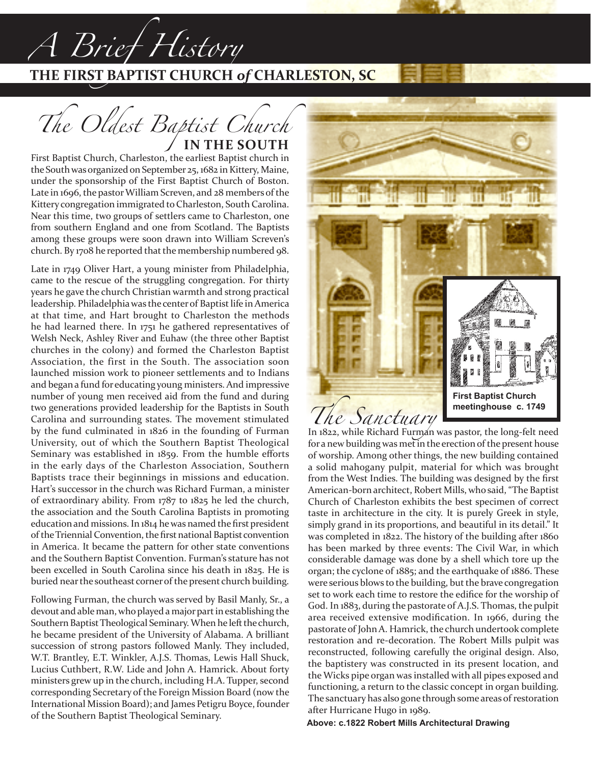# A Brief History

## THE FIRST BAPTIST CHURCH *of* CHARLESTON, SC

## The Oldest Baptist Church IN THE SOUTH

First Baptist Church, Charleston, the earliest Baptist church in the South was organized on September 25, 1682 in Kittery, Maine, under the sponsorship of the First Baptist Church of Boston. Late in 1696, the pastor William Screven, and 28 members of the Kittery congregation immigrated to Charleston, South Carolina. Near this time, two groups of settlers came to Charleston, one from southern England and one from Scotland. The Baptists among these groups were soon drawn into William Screven's church. By 1708 he reported that the membership numbered 98.

Late in 1749 Oliver Hart, a young minister from Philadelphia, came to the rescue of the struggling congregation. For thirty years he gave the church Christian warmth and strong practical leadership. Philadelphia was the center of Baptist life in America at that time, and Hart brought to Charleston the methods he had learned there. In 1751 he gathered representatives of Welsh Neck, Ashley River and Euhaw (the three other Baptist churches in the colony) and formed the Charleston Baptist Association, the first in the South. The association soon launched mission work to pioneer settlements and to Indians and began a fund for educating young ministers. And impressive number of young men received aid from the fund and during two generations provided leadership for the Baptists in South Carolina and surrounding states. The movement stimulated by the fund culminated in 1826 in the founding of Furman University, out of which the Southern Baptist Theological Seminary was established in 1859. From the humble efforts in the early days of the Charleston Association, Southern Baptists trace their beginnings in missions and education. Hart's successor in the church was Richard Furman, a minister of extraordinary ability. From 1787 to 1825 he led the church, the association and the South Carolina Baptists in promoting education and missions. In 1814 he was named the first president of the Triennial Convention, the first national Baptist convention in America. It became the pattern for other state conventions and the Southern Baptist Convention. Furman's stature has not been excelled in South Carolina since his death in 1825. He is buried near the southeast corner of the present church building.

Following Furman, the church was served by Basil Manly, Sr., a devout and able man, who played a major part in establishing the Southern Baptist Theological Seminary. When he left the church, he became president of the University of Alabama. A brilliant succession of strong pastors followed Manly. They included, W.T. Brantley, E.T. Winkler, A.J.S. Thomas, Lewis Hall Shuck, Lucius Cuthbert, R.W. Lide and John A. Hamrick. About forty ministers grew up in the church, including H.A. Tupper, second corresponding Secretary of the Foreign Mission Board (now the International Mission Board); and James Petigru Boyce, founder of the Southern Baptist Theological Seminary.

First Baptist Church meetinghouse c. 1749

## The Sanctuary

In 1822, while Richard Furman was pastor, the long-felt need for a new building was met in the erection of the present house of worship. Among other things, the new building contained a solid mahogany pulpit, material for which was brought from the West Indies. The building was designed by the first American-born architect, Robert Mills, who said, "The Baptist Church of Charleston exhibits the best specimen of correct taste in architecture in the city. It is purely Greek in style, simply grand in its proportions, and beautiful in its detail." It was completed in 1822. The history of the building after 1860 has been marked by three events: The Civil War, in which considerable damage was done by a shell which tore up the organ; the cyclone of 1885; and the earthquake of 1886. These were serious blows to the building, but the brave congregation set to work each time to restore the edifice for the worship of God. In 1883, during the pastorate of A.J.S. Thomas, the pulpit area received extensive modification. In 1966, during the pastorate of John A. Hamrick, the church undertook complete restoration and re-decoration. The Robert Mills pulpit was reconstructed, following carefully the original design. Also, the baptistery was constructed in its present location, and the Wicks pipe organ was installed with all pipes exposed and functioning, a return to the classic concept in organ building. The sanctuary has also gone through some areas of restoration after Hurricane Hugo in 1989.

Above: c.1822 Robert Mills Architectural Drawing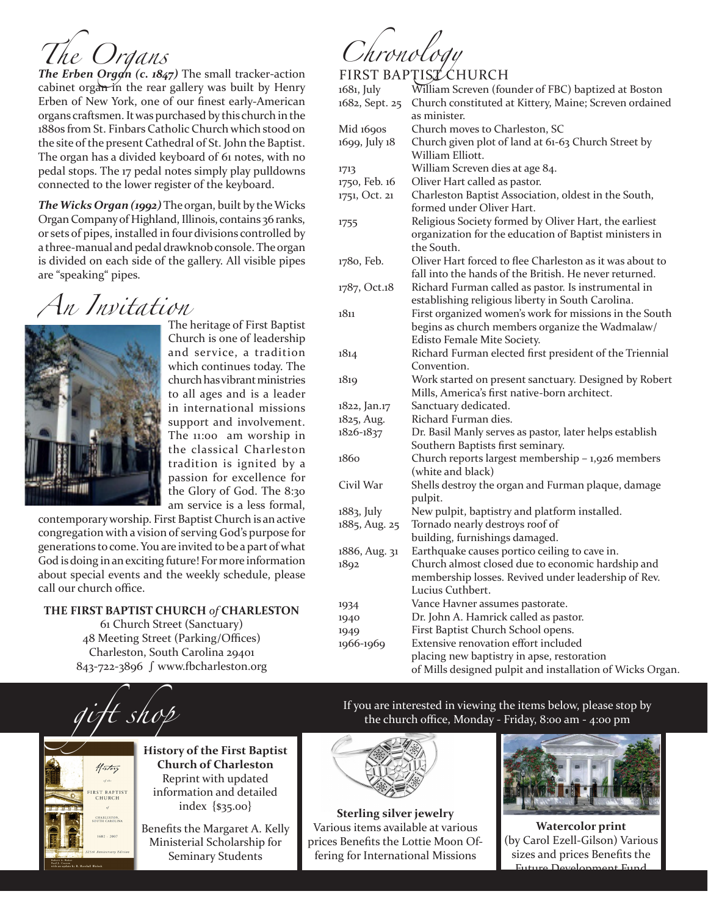# The Organs

***The Erben Organ (c. 1847)*** The small tracker-action cabinet organ in the rear gallery was built by Henry Erben of New York, one of our finest early-American organs craftsmen. It was purchased by this church in the 1880s from St. Finbars Catholic Church which stood on the site of the present Cathedral of St. John the Baptist. The organ has a divided keyboard of 61 notes, with no pedal stops. The 17 pedal notes simply play pulldowns connected to the lower register of the keyboard.

***The Wicks Organ (1992)*** The organ, built by the Wicks Organ Company of Highland, Illinois, contains 36 ranks, or sets of pipes, installed in four divisions controlled by a three-manual and pedal drawknob console. The organ is divided on each side of the gallery. All visible pipes are "speaking" pipes.

# An Invitation

The heritage of First Baptist Church is one of leadership and service, a tradition which continues today. The church has vibrant ministries to all ages and is a leader in international missions support and involvement. The 11:00 am worship in the classical Charleston tradition is ignited by a passion for excellence for the Glory of God. The 8:30 am service is a less formal, contemporary worship. First Baptist Church is an active congregation with a vision of serving God's purpose for generations to come. You are invited to be a part of what God is doing in an exciting future! For more information about special events and the weekly schedule, please call our church office.

**THE FIRST BAPTIST CHURCH *of* CHARLESTON**
61 Church Street (Sanctuary)
48 Meeting Street (Parking/Offices)
Charleston, South Carolina 29401
843-722-3896 ∫ www.fbcharleston.org

# Chronology

## FIRST BAPTIST CHURCH

| | |
|---|---|
| 1681, July | William Screven (founder of FBC) baptized at Boston |
| 1682, Sept. 25 | Church constituted at Kittery, Maine; Screven ordained as minister. |
| Mid 1690s | Church moves to Charleston, SC |
| 1699, July 18 | Church given plot of land at 61-63 Church Street by William Elliott. |
| 1713 | William Screven dies at age 84. |
| 1750, Feb. 16 | Oliver Hart called as pastor. |
| 1751, Oct. 21 | Charleston Baptist Association, oldest in the South, formed under Oliver Hart. |
| 1755 | Religious Society formed by Oliver Hart, the earliest organization for the education of Baptist ministers in the South. |
| 1780, Feb. | Oliver Hart forced to flee Charleston as it was about to fall into the hands of the British. He never returned. |
| 1787, Oct.18 | Richard Furman called as pastor. Is instrumental in establishing religious liberty in South Carolina. |
| 1811 | First organized women's work for missions in the South begins as church members organize the Wadmalaw/ Edisto Female Mite Society. |
| 1814 | Richard Furman elected first president of the Triennial Convention. |
| 1819 | Work started on present sanctuary. Designed by Robert Mills, America's first native-born architect. |
| 1822, Jan.17 | Sanctuary dedicated. |
| 1825, Aug. | Richard Furman dies. |
| 1826-1837 | Dr. Basil Manly serves as pastor, later helps establish Southern Baptists first seminary. |
| 1860 | Church reports largest membership – 1,926 members (white and black) |
| Civil War | Shells destroy the organ and Furman plaque, damage pulpit. |
| 1883, July | New pulpit, baptistry and platform installed. |
| 1885, Aug. 25 | Tornado nearly destroys roof of building, furnishings damaged. |
| 1886, Aug. 31 | Earthquake causes portico ceiling to cave in. |
| 1892 | Church almost closed due to economic hardship and membership losses. Revived under leadership of Rev. Lucius Cuthbert. |
| 1934 | Vance Havner assumes pastorate. |
| 1940 | Dr. John A. Hamrick called as pastor. |
| 1949 | First Baptist Church School opens. |
| 1966-1969 | Extensive renovation effort included placing new baptistry in apse, restoration of Mills designed pulpit and installation of Wicks Organ. |

# gift shop

If you are interested in viewing the items below, please stop by the church office, Monday - Friday, 8:00 am - 4:00 pm

**History of the First Baptist Church of Charleston**
Reprint with updated information and detailed index {$35.00}

Benefits the Margaret A. Kelly Ministerial Scholarship for Seminary Students

**Sterling silver jewelry**
Various items available at various prices Benefits the Lottie Moon Offering for International Missions

**Watercolor print**
(by Carol Ezell-Gilson) Various sizes and prices Benefits the Future Development Fund